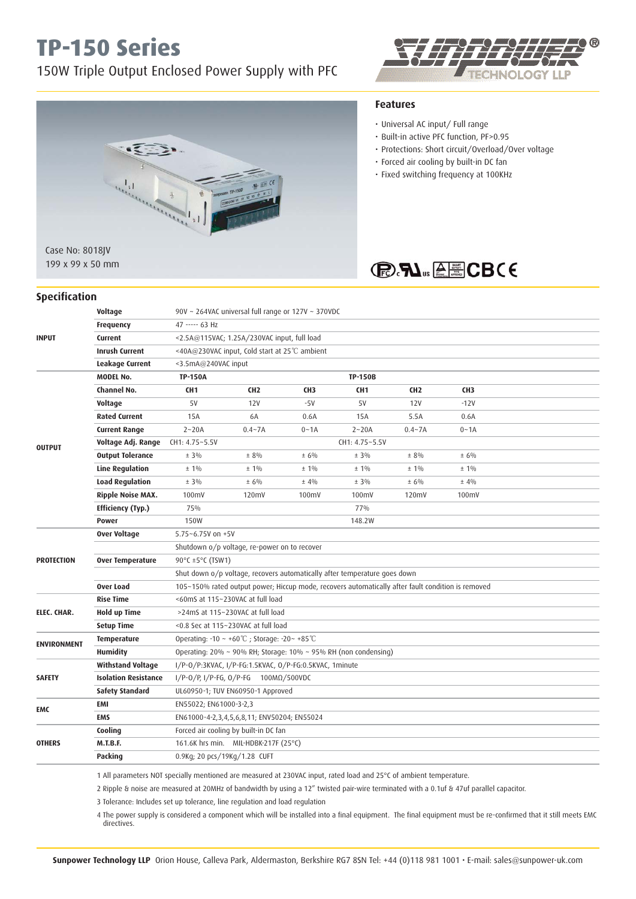# TP-150 Series

150W Triple Output Enclosed Power Supply with PFC

Case No: 8018JV
199 x 99 x 50 mm

### Features

- Universal AC input/ Full range
- Built-in active PFC function, PF>0.95
- Protections: Short circuit/Overload/Over voltage
- Forced air cooling by built-in DC fan
- Fixed switching frequency at 100KHz

## Specification

| | | | | | | | |
|---|---|---|---|---|---|---|---|
| INPUT | Voltage | 90V ~ 264VAC universal full range or 127V ~ 370VDC | | | | | |
| | Frequency | 47 ----- 63 Hz | | | | | |
| | Current | <2.5A@115VAC; 1.25A/230VAC input, full load | | | | | |
| | Inrush Current | <40A@230VAC input, Cold start at 25℃ ambient | | | | | |
| | Leakage Current | <3.5mA@240VAC input | | | | | |
| OUTPUT | MODEL No. | TP-150A | | | TP-150B | | |
| | Channel No. | CH1 | CH2 | CH3 | CH1 | CH2 | CH3 |
| | Voltage | 5V | 12V | -5V | 5V | 12V | -12V |
| | Rated Current | 15A | 6A | 0.6A | 15A | 5.5A | 0.6A |
| | Current Range | 2~20A | 0.4~7A | 0~1A | 2~20A | 0.4~7A | 0~1A |
| | Voltage Adj. Range | CH1: 4.75~5.5V | | | CH1: 4.75~5.5V | | |
| | Output Tolerance | ± 3% | ± 8% | ± 6% | ± 3% | ± 8% | ± 6% |
| | Line Regulation | ± 1% | ± 1% | ± 1% | ± 1% | ± 1% | ± 1% |
| | Load Regulation | ± 3% | ± 6% | ± 4% | ± 3% | ± 6% | ± 4% |
| | Ripple Noise MAX. | 100mV | 120mV | 100mV | 100mV | 120mV | 100mV |
| | Efficiency (Typ.) | 75% | | | 77% | | |
| | Power | 150W | | | 148.2W | | |
| PROTECTION | Over Voltage | 5.75~6.75V on +5V | | | | | |
| | | Shutdown o/p voltage, re-power on to recover | | | | | |
| | Over Temperature | 90°C ±5°C (TSW1) | | | | | |
| | | Shut down o/p voltage, recovers automatically after temperature goes down | | | | | |
| | Over Load | 105~150% rated output power; Hiccup mode, recovers automatically after fault condition is removed | | | | | |
| ELEC. CHAR. | Rise Time | <60mS at 115~230VAC at full load | | | | | |
| | Hold up Time | >24mS at 115~230VAC at full load | | | | | |
| | Setup Time | <0.8 Sec at 115~230VAC at full load | | | | | |
| ENVIRONMENT | Temperature | Operating: -10 ~ +60℃ ; Storage: -20~ +85℃ | | | | | |
| | Humidity | Operating: 20% ~ 90% RH; Storage: 10% ~ 95% RH (non condensing) | | | | | |
| SAFETY | Withstand Voltage | I/P-O/P:3KVAC, I/P-FG:1.5KVAC, O/P-FG:0.5KVAC, 1minute | | | | | |
| | Isolation Resistance | I/P-O/P, I/P-FG, O/P-FG 100MΩ/500VDC | | | | | |
| | Safety Standard | UL60950-1; TUV EN60950-1 Approved | | | | | |
| EMC | EMI | EN55022; EN61000-3-2,3 | | | | | |
| | EMS | EN61000-4-2,3,4,5,6,8,11; ENV50204; EN55024 | | | | | |
| OTHERS | Cooling | Forced air cooling by built-in DC fan | | | | | |
| | M.T.B.F. | 161.6K hrs min. MIL-HDBK-217F (25°C) | | | | | |
| | Packing | 0.9Kg; 20 pcs/19Kg/1.28 CUFT | | | | | |

1 All parameters NOT specially mentioned are measured at 230VAC input, rated load and 25°C of ambient temperature.

2 Ripple & noise are measured at 20MHz of bandwidth by using a 12" twisted pair-wire terminated with a 0.1uf & 47uf parallel capacitor.

3 Tolerance: Includes set up tolerance, line regulation and load regulation

4 The power supply is considered a component which will be installed into a final equipment. The final equipment must be re-confirmed that it still meets EMC directives.

**Sunpower Technology LLP** Orion House, Calleva Park, Aldermaston, Berkshire RG7 8SN Tel: +44 (0)118 981 1001 • E-mail: sales@sunpower-uk.com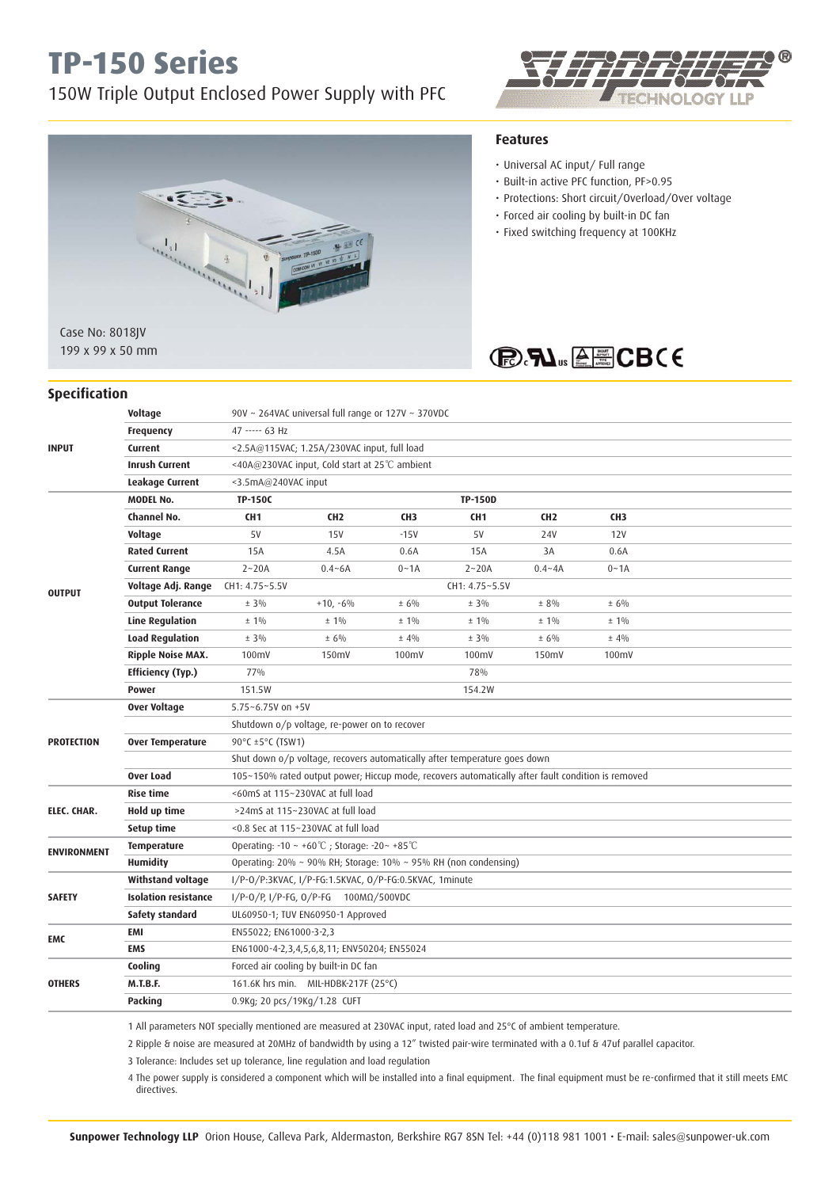# TP-150 Series

150W Triple Output Enclosed Power Supply with PFC

Case No: 8018JV
199 x 99 x 50 mm

### Features

- Universal AC input/ Full range
- Built-in active PFC function, PF>0.95
- Protections: Short circuit/Overload/Over voltage
- Forced air cooling by built-in DC fan
- Fixed switching frequency at 100KHz

## Specification

| | | | | | | | |
|---|---|---|---|---|---|---|---|
| **INPUT** | **Voltage** | 90V ~ 264VAC universal full range or 127V ~ 370VDC | | | | | |
| | **Frequency** | 47 ----- 63 Hz | | | | | |
| | **Current** | <2.5A@115VAC; 1.25A/230VAC input, full load | | | | | |
| | **Inrush Current** | <40A@230VAC input, Cold start at 25℃ ambient | | | | | |
| | **Leakage Current** | <3.5mA@240VAC input | | | | | |
| **OUTPUT** | **MODEL No.** | **TP-150C** | | | **TP-150D** | | |
| | **Channel No.** | **CH1** | **CH2** | **CH3** | **CH1** | **CH2** | **CH3** |
| | **Voltage** | 5V | 15V | -15V | 5V | 24V | 12V |
| | **Rated Current** | 15A | 4.5A | 0.6A | 15A | 3A | 0.6A |
| | **Current Range** | 2~20A | 0.4~6A | 0~1A | 2~20A | 0.4~4A | 0~1A |
| | **Voltage Adj. Range** | CH1: 4.75~5.5V | | | CH1: 4.75~5.5V | | |
| | **Output Tolerance** | ± 3% | +10, -6% | ± 6% | ± 3% | ± 8% | ± 6% |
| | **Line Regulation** | ± 1% | ± 1% | ± 1% | ± 1% | ± 1% | ± 1% |
| | **Load Regulation** | ± 3% | ± 6% | ± 4% | ± 3% | ± 6% | ± 4% |
| | **Ripple Noise MAX.** | 100mV | 150mV | 100mV | 100mV | 150mV | 100mV |
| | **Efficiency (Typ.)** | 77% | | | 78% | | |
| | **Power** | 151.5W | | | 154.2W | | |
| **PROTECTION** | **Over Voltage** | 5.75~6.75V on +5V | | | | | |
| | | Shutdown o/p voltage, re-power on to recover | | | | | |
| | **Over Temperature** | 90°C ±5°C (TSW1) | | | | | |
| | | Shut down o/p voltage, recovers automatically after temperature goes down | | | | | |
| | **Over Load** | 105~150% rated output power; Hiccup mode, recovers automatically after fault condition is removed | | | | | |
| **ELEC. CHAR.** | **Rise time** | <60mS at 115~230VAC at full load | | | | | |
| | **Hold up time** | >24mS at 115~230VAC at full load | | | | | |
| | **Setup time** | <0.8 Sec at 115~230VAC at full load | | | | | |
| **ENVIRONMENT** | **Temperature** | Operating: -10 ~ +60℃ ; Storage: -20~ +85℃ | | | | | |
| | **Humidity** | Operating: 20% ~ 90% RH; Storage: 10% ~ 95% RH (non condensing) | | | | | |
| **SAFETY** | **Withstand voltage** | I/P-O/P:3KVAC, I/P-FG:1.5KVAC, O/P-FG:0.5KVAC, 1minute | | | | | |
| | **Isolation resistance** | I/P-O/P, I/P-FG, O/P-FG 100MΩ/500VDC | | | | | |
| | **Safety standard** | UL60950-1; TUV EN60950-1 Approved | | | | | |
| **EMC** | **EMI** | EN55022; EN61000-3-2,3 | | | | | |
| | **EMS** | EN61000-4-2,3,4,5,6,8,11; ENV50204; EN55024 | | | | | |
| **OTHERS** | **Cooling** | Forced air cooling by built-in DC fan | | | | | |
| | **M.T.B.F.** | 161.6K hrs min. MIL-HDBK-217F (25°C) | | | | | |
| | **Packing** | 0.9Kg; 20 pcs/19Kg/1.28 CUFT | | | | | |

1 All parameters NOT specially mentioned are measured at 230VAC input, rated load and 25°C of ambient temperature.

2 Ripple & noise are measured at 20MHz of bandwidth by using a 12" twisted pair-wire terminated with a 0.1uf & 47uf parallel capacitor.

3 Tolerance: Includes set up tolerance, line regulation and load regulation

4 The power supply is considered a component which will be installed into a final equipment. The final equipment must be re-confirmed that it still meets EMC directives.

**Sunpower Technology LLP** Orion House, Calleva Park, Aldermaston, Berkshire RG7 8SN Tel: +44 (0)118 981 1001 • E-mail: sales@sunpower-uk.com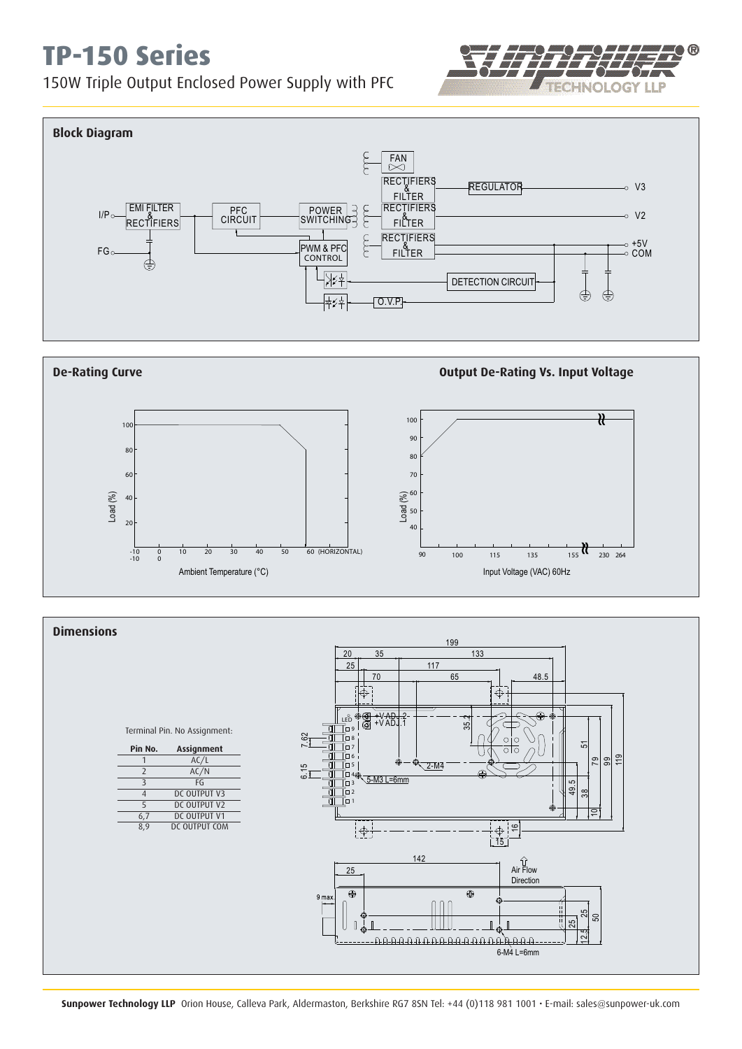# TP-150 Series

150W Triple Output Enclosed Power Supply with PFC

## Block Diagram

I/P
FG
EMI FILTER & RECTIFIERS
PFC CIRCUIT
POWER SWITCHING
PWM & PFC CONTROL
FAN
RECTIFIERS & FILTER
REGULATOR
V3
RECTIFIERS & FILTER
V2
RECTIFIERS & FILTER
+5V
COM
DETECTION CIRCUIT
O.V.P.

## De-Rating Curve

Load (%)
100
80
60
40
20
-10 0 10 20 30 40 50 60 (HORIZONTAL)
-10 0
Ambient Temperature (°C)

## Output De-Rating Vs. Input Voltage

Load (%)
100
90
80
70
60
50
40
90 100 115 135 155 230 264
Input Voltage (VAC) 60Hz

## Dimensions

Terminal Pin. No Assignment:

| Pin No. | Assignment |
|---|---|
| 1 | AC/L |
| 2 | AC/N |
| 3 | FG |
| 4 | DC OUTPUT V3 |
| 5 | DC OUTPUT V2 |
| 6,7 | DC OUTPUT V1 |
| 8,9 | DC OUTPUT COM |

199
20 35 133
25 117
70 65 48.5
LED
+V ADJ. 2
+V ADJ. 1
35.2
7.62
6.15
2-M4
5-M3 L=6mm
51
79
99
119
49.5
38
10
16
15
142
25
Air Flow Direction
9 max.
25
25
50
12.5
6-M4 L=6mm

**Sunpower Technology LLP** Orion House, Calleva Park, Aldermaston, Berkshire RG7 8SN Tel: +44 (0)118 981 1001 • E-mail: sales@sunpower-uk.com